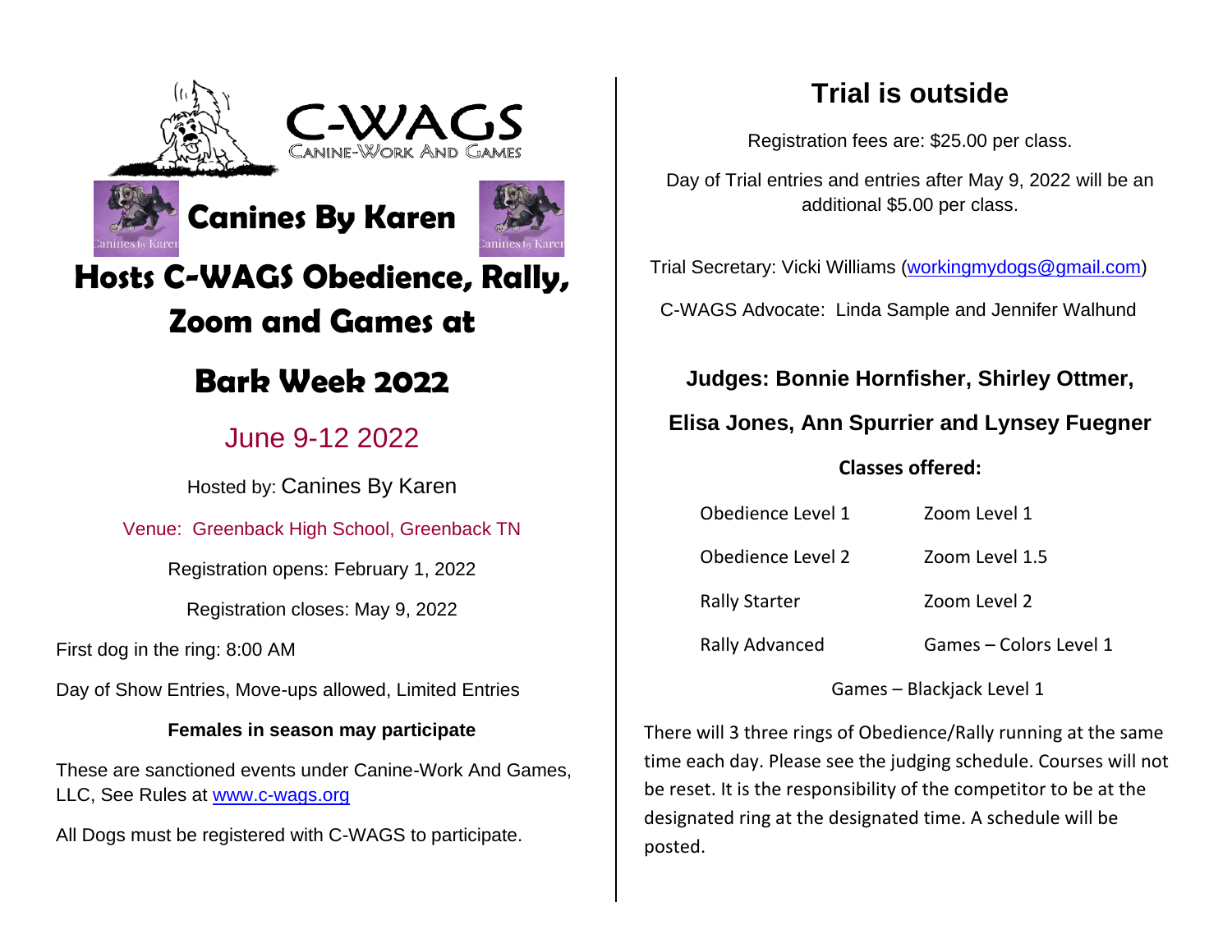C-WAGS
CANINE-WORK AND GAMES

# Canines By Karen

# Hosts C-WAGS Obedience, Rally, Zoom and Games at

# Bark Week 2022

## June 9-12 2022

Hosted by: Canines By Karen

Venue: Greenback High School, Greenback TN

Registration opens: February 1, 2022

Registration closes: May 9, 2022

First dog in the ring: 8:00 AM

Day of Show Entries, Move-ups allowed, Limited Entries

**Females in season may participate**

These are sanctioned events under Canine-Work And Games, LLC, See Rules at [www.c-wags.org](www.c-wags.org)

All Dogs must be registered with C-WAGS to participate.

## Trial is outside

Registration fees are: $25.00 per class.

Day of Trial entries and entries after May 9, 2022 will be an additional $5.00 per class.

Trial Secretary: Vicki Williams (workingmydogs@gmail.com)

C-WAGS Advocate: Linda Sample and Jennifer Walhund

**Judges: Bonnie Hornfisher, Shirley Ottmer, Elisa Jones, Ann Spurrier and Lynsey Fuegner**

**Classes offered:**

| | |
|---|---|
| Obedience Level 1 | Zoom Level 1 |
| Obedience Level 2 | Zoom Level 1.5 |
| Rally Starter | Zoom Level 2 |
| Rally Advanced | Games – Colors Level 1 |

Games – Blackjack Level 1

There will 3 three rings of Obedience/Rally running at the same time each day. Please see the judging schedule. Courses will not be reset. It is the responsibility of the competitor to be at the designated ring at the designated time. A schedule will be posted.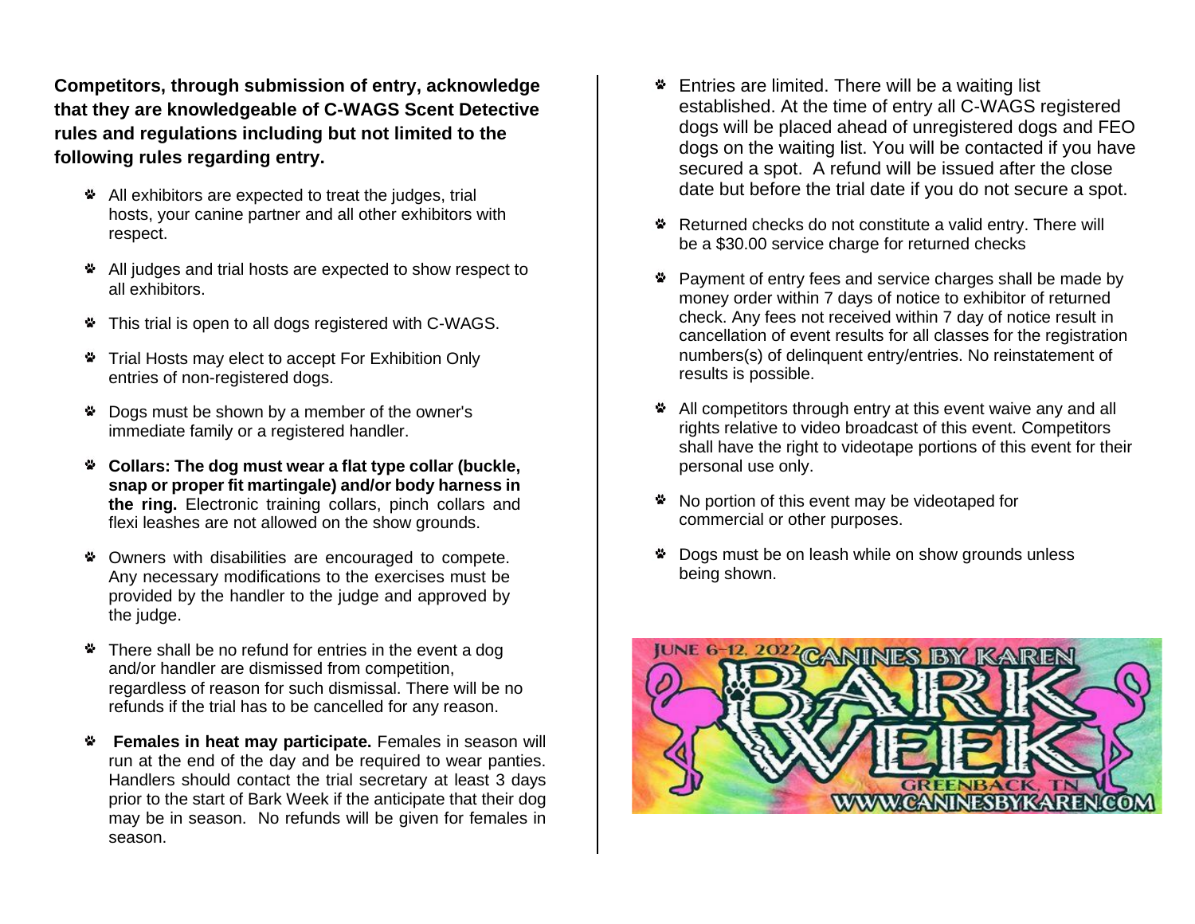**Competitors, through submission of entry, acknowledge that they are knowledgeable of C-WAGS Scent Detective rules and regulations including but not limited to the following rules regarding entry.**

- All exhibitors are expected to treat the judges, trial hosts, your canine partner and all other exhibitors with respect.
- All judges and trial hosts are expected to show respect to all exhibitors.
- This trial is open to all dogs registered with C-WAGS.
- Trial Hosts may elect to accept For Exhibition Only entries of non-registered dogs.
- Dogs must be shown by a member of the owner's immediate family or a registered handler.
- **Collars: The dog must wear a flat type collar (buckle, snap or proper fit martingale) and/or body harness in the ring.** Electronic training collars, pinch collars and flexi leashes are not allowed on the show grounds.
- Owners with disabilities are encouraged to compete. Any necessary modifications to the exercises must be provided by the handler to the judge and approved by the judge.
- There shall be no refund for entries in the event a dog and/or handler are dismissed from competition, regardless of reason for such dismissal. There will be no refunds if the trial has to be cancelled for any reason.
- **Females in heat may participate.** Females in season will run at the end of the day and be required to wear panties. Handlers should contact the trial secretary at least 3 days prior to the start of Bark Week if the anticipate that their dog may be in season. No refunds will be given for females in season.
- Entries are limited. There will be a waiting list established. At the time of entry all C-WAGS registered dogs will be placed ahead of unregistered dogs and FEO dogs on the waiting list. You will be contacted if you have secured a spot. A refund will be issued after the close date but before the trial date if you do not secure a spot.
- Returned checks do not constitute a valid entry. There will be a $30.00 service charge for returned checks
- Payment of entry fees and service charges shall be made by money order within 7 days of notice to exhibitor of returned check. Any fees not received within 7 day of notice result in cancellation of event results for all classes for the registration numbers(s) of delinquent entry/entries. No reinstatement of results is possible.
- All competitors through entry at this event waive any and all rights relative to video broadcast of this event. Competitors shall have the right to videotape portions of this event for their personal use only.
- No portion of this event may be videotaped for commercial or other purposes.
- Dogs must be on leash while on show grounds unless being shown.

JUNE 6-12, 2022 CANINES BY KAREN BARK WEEK GREENBACK, TN WWW.CANINESBYKAREN.COM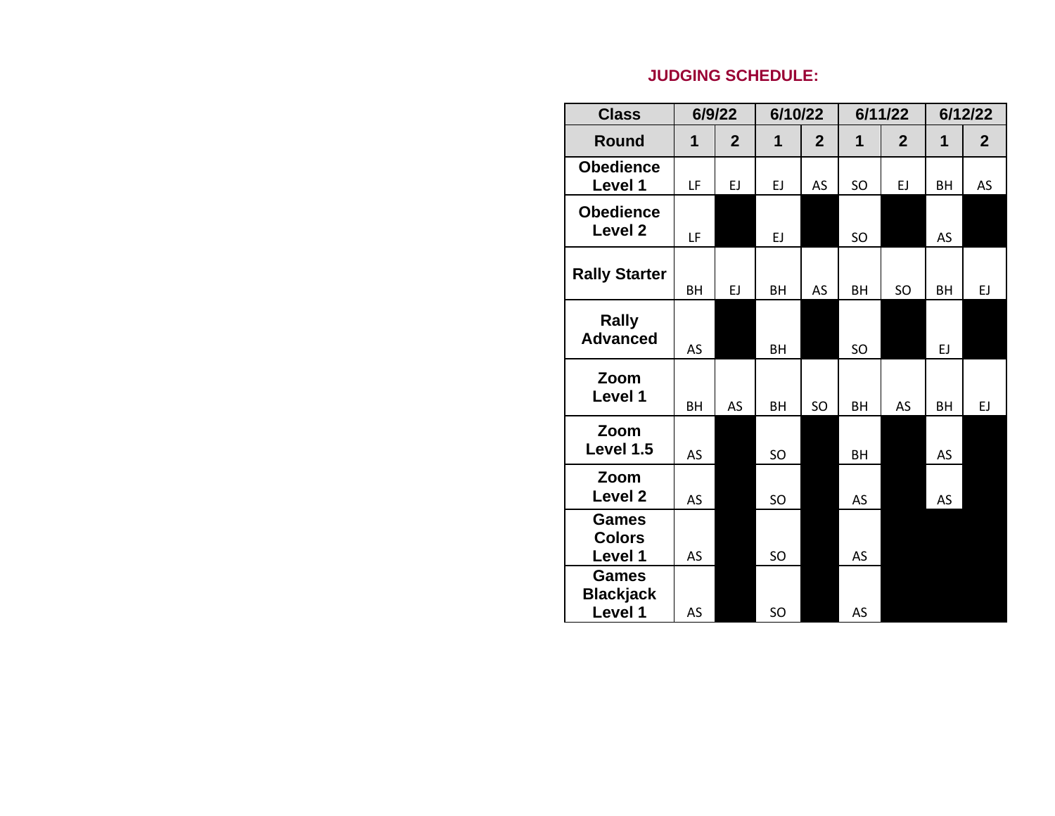## JUDGING SCHEDULE:

| Class | 6/9/22 | | 6/10/22 | | 6/11/22 | | 6/12/22 | |
|---|---|---|---|---|---|---|---|---|
| Round | 1 | 2 | 1 | 2 | 1 | 2 | 1 | 2 |
| Obedience Level 1 | LF | EJ | EJ | AS | SO | EJ | BH | AS |
| Obedience Level 2 | LF | | EJ | | SO | | AS | |
| Rally Starter | BH | EJ | BH | AS | BH | SO | BH | EJ |
| Rally Advanced | AS | | BH | | SO | | EJ | |
| Zoom Level 1 | BH | AS | BH | SO | BH | AS | BH | EJ |
| Zoom Level 1.5 | AS | | SO | | BH | | AS | |
| Zoom Level 2 | AS | | SO | | AS | | AS | |
| Games Colors Level 1 | AS | | SO | | AS | | | |
| Games Blackjack Level 1 | AS | | SO | | AS | | | |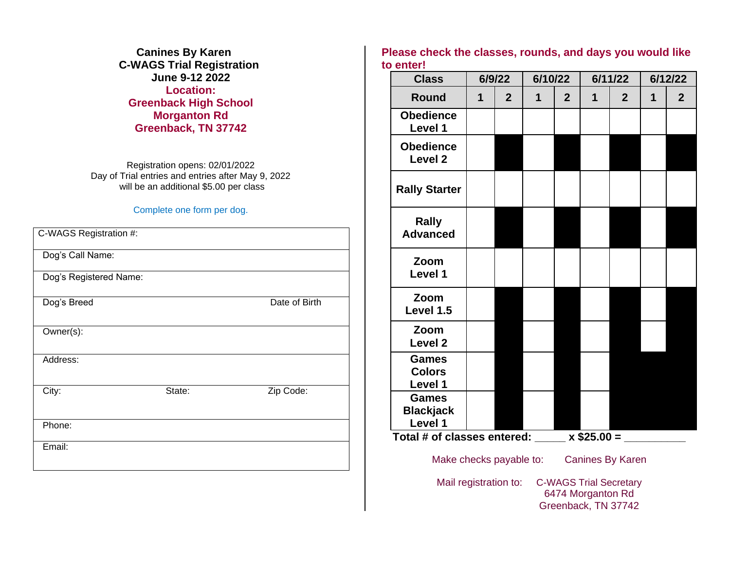**Canines By Karen**
**C-WAGS Trial Registration**
**June 9-12 2022**
**Location:**
**Greenback High School**
**Morganton Rd**
**Greenback, TN 37742**

Registration opens: 02/01/2022
Day of Trial entries and entries after May 9, 2022
will be an additional $5.00 per class

Complete one form per dog.

| C-WAGS Registration #: | | |
|---|---|---|
| Dog's Call Name: | | |
| Dog's Registered Name: | | |
| Dog's Breed | | Date of Birth |
| Owner(s): | | |
| Address: | | |
| City: | State: | Zip Code: |
| Phone: | | |
| Email: | | |

**Please check the classes, rounds, and days you would like to enter!**

| Class | 6/9/22 | | 6/10/22 | | 6/11/22 | | 6/12/22 | |
|---|---|---|---|---|---|---|---|---|
| Round | 1 | 2 | 1 | 2 | 1 | 2 | 1 | 2 |
| Obedience Level 1 | | | | | | | | |
| Obedience Level 2 | | ■ | | ■ | | ■ | | ■ |
| Rally Starter | | | | | | | | |
| Rally Advanced | | ■ | | ■ | | ■ | | ■ |
| Zoom Level 1 | | | | | | | | |
| Zoom Level 1.5 | | ■ | | ■ | | ■ | | ■ |
| Zoom Level 2 | | ■ | | ■ | | ■ | | ■ |
| Games Colors Level 1 | | ■ | | ■ | | ■ | ■ | ■ |
| Games Blackjack Level 1 | | ■ | | ■ | | ■ | ■ | ■ |

**Total # of classes entered: _____ x $25.00 = __________**

Make checks payable to: Canines By Karen

Mail registration to: C-WAGS Trial Secretary
6474 Morganton Rd
Greenback, TN 37742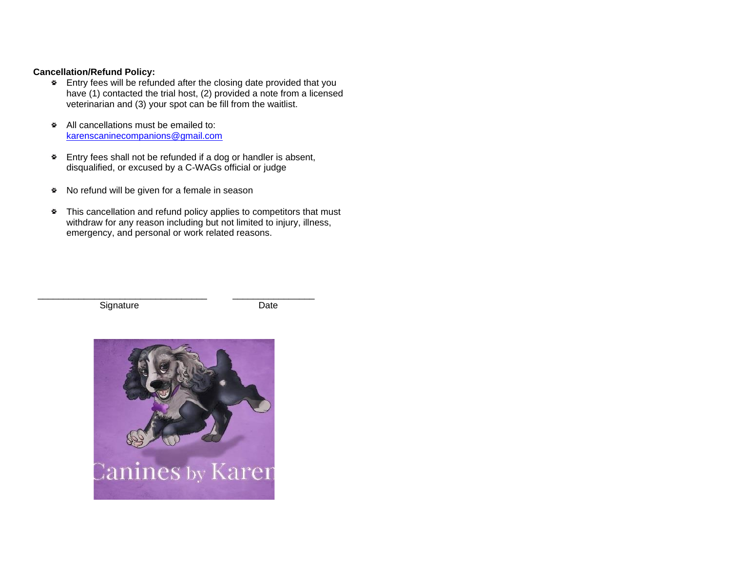**Cancellation/Refund Policy:**

- Entry fees will be refunded after the closing date provided that you have (1) contacted the trial host, (2) provided a note from a licensed veterinarian and (3) your spot can be fill from the waitlist.
- All cancellations must be emailed to: karenscaninecompanions@gmail.com
- Entry fees shall not be refunded if a dog or handler is absent, disqualified, or excused by a C-WAGs official or judge
- No refund will be given for a female in season
- This cancellation and refund policy applies to competitors that must withdraw for any reason including but not limited to injury, illness, emergency, and personal or work related reasons.

\_\_\_\_\_\_\_\_\_\_\_\_\_\_\_\_\_\_\_\_\_\_\_\_\_\_\_\_\_\_\_\_\_ \_\_\_\_\_\_\_\_\_\_\_\_\_\_\_\_

Signature Date